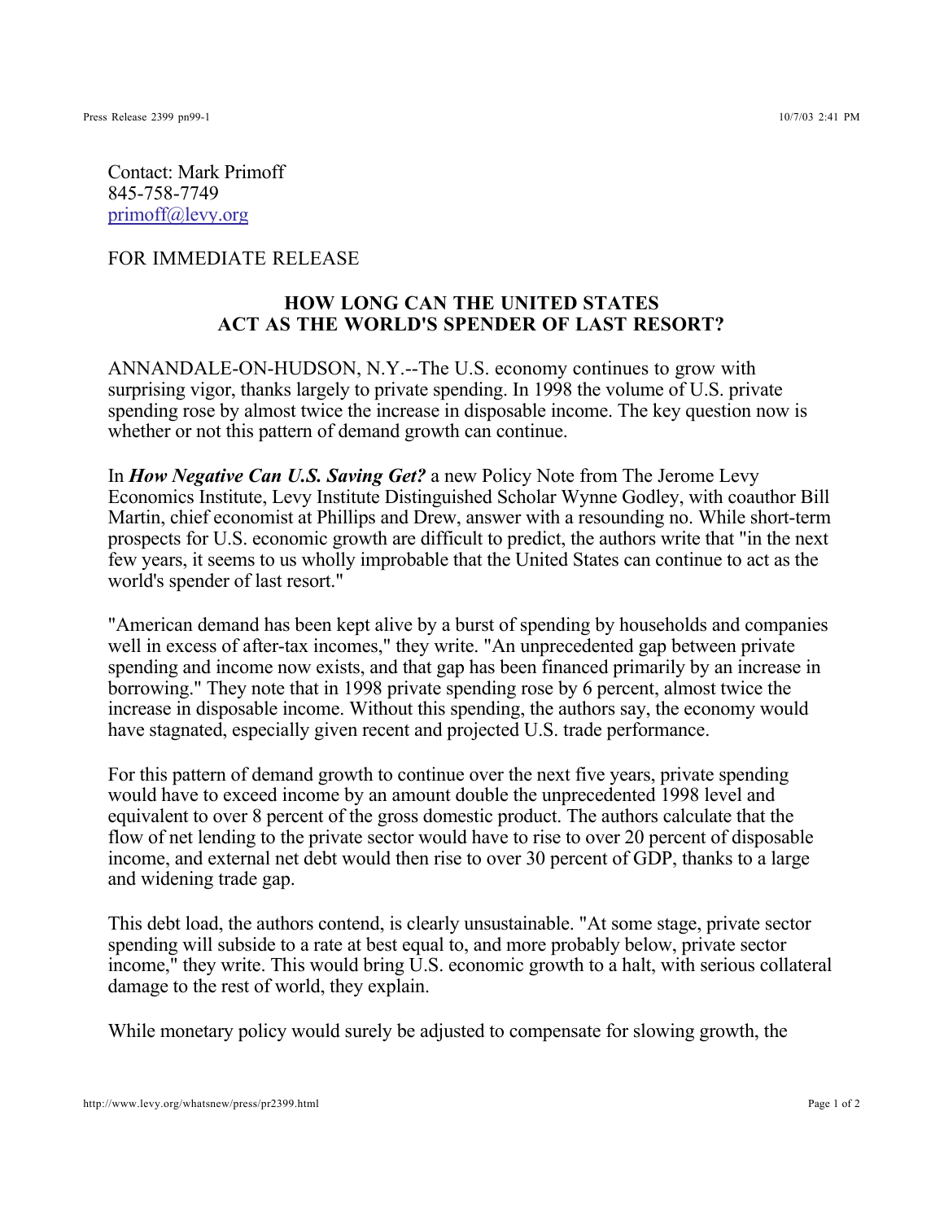Contact: Mark Primoff
845-758-7749
primoff@levy.org

FOR IMMEDIATE RELEASE

## HOW LONG CAN THE UNITED STATES ACT AS THE WORLD'S SPENDER OF LAST RESORT?

ANNANDALE-ON-HUDSON, N.Y.--The U.S. economy continues to grow with surprising vigor, thanks largely to private spending. In 1998 the volume of U.S. private spending rose by almost twice the increase in disposable income. The key question now is whether or not this pattern of demand growth can continue.

In ***How Negative Can U.S. Saving Get?*** a new Policy Note from The Jerome Levy Economics Institute, Levy Institute Distinguished Scholar Wynne Godley, with coauthor Bill Martin, chief economist at Phillips and Drew, answer with a resounding no. While short-term prospects for U.S. economic growth are difficult to predict, the authors write that "in the next few years, it seems to us wholly improbable that the United States can continue to act as the world's spender of last resort."

"American demand has been kept alive by a burst of spending by households and companies well in excess of after-tax incomes," they write. "An unprecedented gap between private spending and income now exists, and that gap has been financed primarily by an increase in borrowing." They note that in 1998 private spending rose by 6 percent, almost twice the increase in disposable income. Without this spending, the authors say, the economy would have stagnated, especially given recent and projected U.S. trade performance.

For this pattern of demand growth to continue over the next five years, private spending would have to exceed income by an amount double the unprecedented 1998 level and equivalent to over 8 percent of the gross domestic product. The authors calculate that the flow of net lending to the private sector would have to rise to over 20 percent of disposable income, and external net debt would then rise to over 30 percent of GDP, thanks to a large and widening trade gap.

This debt load, the authors contend, is clearly unsustainable. "At some stage, private sector spending will subside to a rate at best equal to, and more probably below, private sector income," they write. This would bring U.S. economic growth to a halt, with serious collateral damage to the rest of world, they explain.

While monetary policy would surely be adjusted to compensate for slowing growth, the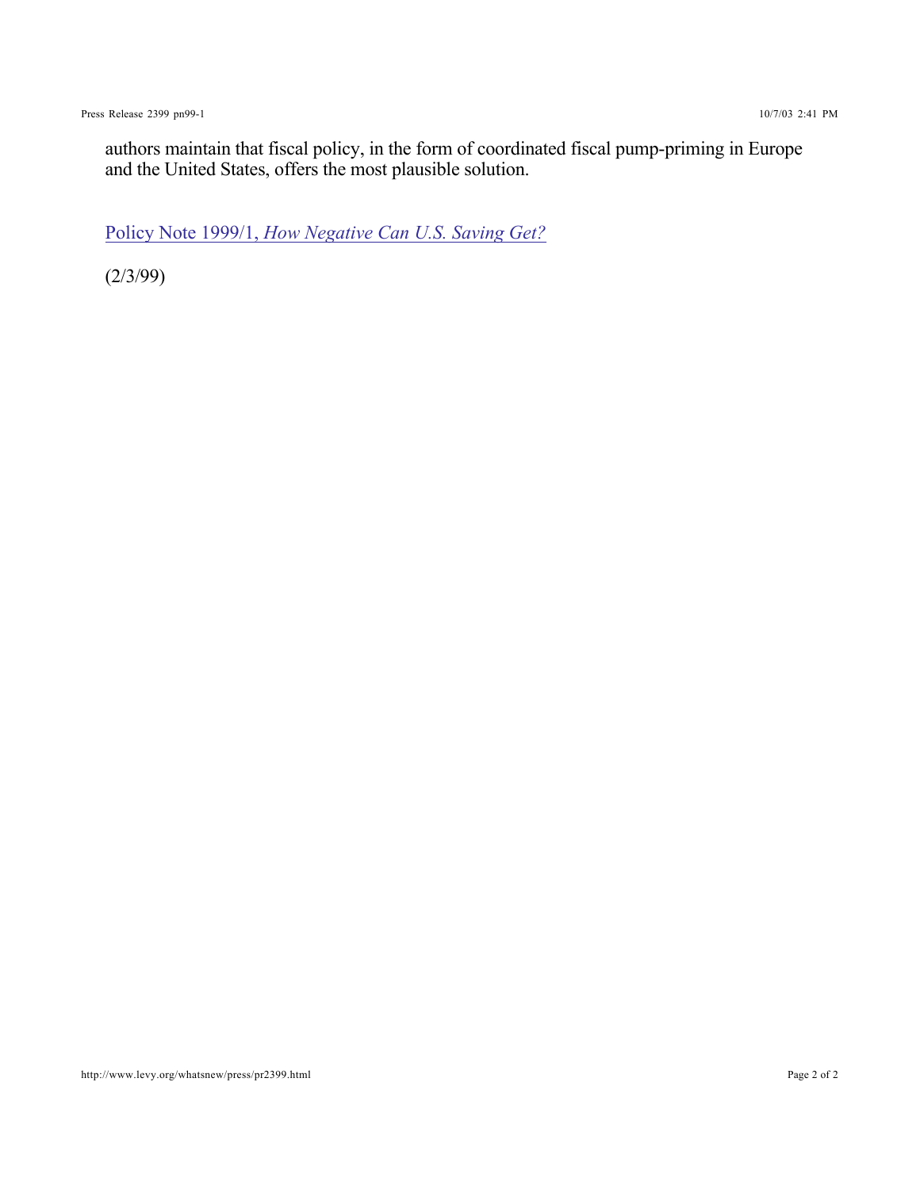authors maintain that fiscal policy, in the form of coordinated fiscal pump-priming in Europe and the United States, offers the most plausible solution.

Policy Note 1999/1, *How Negative Can U.S. Saving Get?*

(2/3/99)